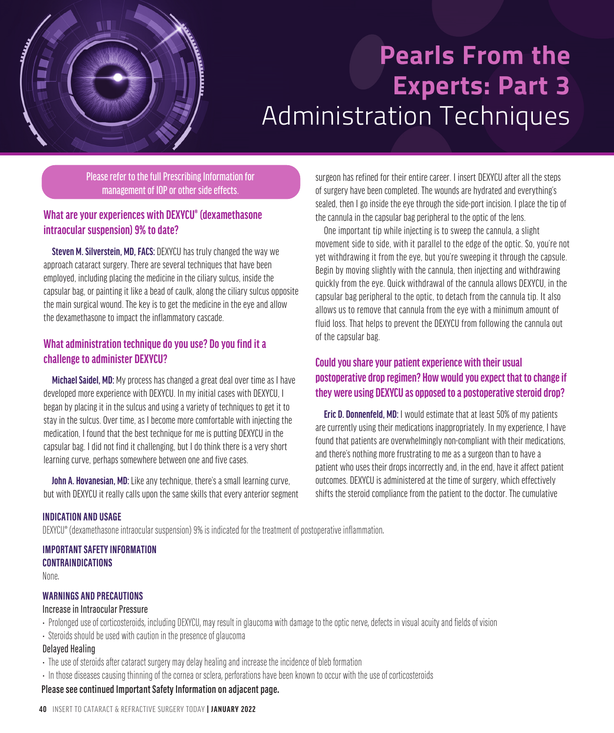# Pearls From the Experts: Part 3

## Administration Techniques

Please refer to the full Prescribing Information for management of IOP or other side effects.

### What are your experiences with DEXYCU® (dexamethasone intraocular suspension) 9% to date?

**Steven M. Silverstein, MD, FACS:** DEXYCU has truly changed the way we approach cataract surgery. There are several techniques that have been employed, including placing the medicine in the ciliary sulcus, inside the capsular bag, or painting it like a bead of caulk, along the ciliary sulcus opposite the main surgical wound. The key is to get the medicine in the eye and allow the dexamethasone to impact the inflammatory cascade.

### What administration technique do you use? Do you find it a challenge to administer DEXYCU?

**Michael Saidel, MD:** My process has changed a great deal over time as I have developed more experience with DEXYCU. In my initial cases with DEXYCU, I began by placing it in the sulcus and using a variety of techniques to get it to stay in the sulcus. Over time, as I become more comfortable with injecting the medication, I found that the best technique for me is putting DEXYCU in the capsular bag. I did not find it challenging, but I do think there is a very short learning curve, perhaps somewhere between one and five cases.

**John A. Hovanesian, MD:** Like any technique, there's a small learning curve, but with DEXYCU it really calls upon the same skills that every anterior segment surgeon has refined for their entire career. I insert DEXYCU after all the steps of surgery have been completed. The wounds are hydrated and everything's sealed, then I go inside the eye through the side-port incision. I place the tip of the cannula in the capsular bag peripheral to the optic of the lens.

One important tip while injecting is to sweep the cannula, a slight movement side to side, with it parallel to the edge of the optic. So, you're not yet withdrawing it from the eye, but you're sweeping it through the capsule. Begin by moving slightly with the cannula, then injecting and withdrawing quickly from the eye. Quick withdrawal of the cannula allows DEXYCU, in the capsular bag peripheral to the optic, to detach from the cannula tip. It also allows us to remove that cannula from the eye with a minimum amount of fluid loss. That helps to prevent the DEXYCU from following the cannula out of the capsular bag.

### Could you share your patient experience with their usual postoperative drop regimen? How would you expect that to change if they were using DEXYCU as opposed to a postoperative steroid drop?

**Eric D. Donnenfeld, MD:** I would estimate that at least 50% of my patients are currently using their medications inappropriately. In my experience, I have found that patients are overwhelmingly non-compliant with their medications, and there's nothing more frustrating to me as a surgeon than to have a patient who uses their drops incorrectly and, in the end, have it affect patient outcomes. DEXYCU is administered at the time of surgery, which effectively shifts the steroid compliance from the patient to the doctor. The cumulative

**INDICATION AND USAGE**

DEXYCU® (dexamethasone intraocular suspension) 9% is indicated for the treatment of postoperative inflammation.

**IMPORTANT SAFETY INFORMATION**

**CONTRAINDICATIONS**

None.

**WARNINGS AND PRECAUTIONS**

Increase in Intraocular Pressure

- Prolonged use of corticosteroids, including DEXYCU, may result in glaucoma with damage to the optic nerve, defects in visual acuity and fields of vision
- Steroids should be used with caution in the presence of glaucoma

Delayed Healing

- The use of steroids after cataract surgery may delay healing and increase the incidence of bleb formation
- In those diseases causing thinning of the cornea or sclera, perforations have been known to occur with the use of corticosteroids

**Please see continued Important Safety Information on adjacent page.**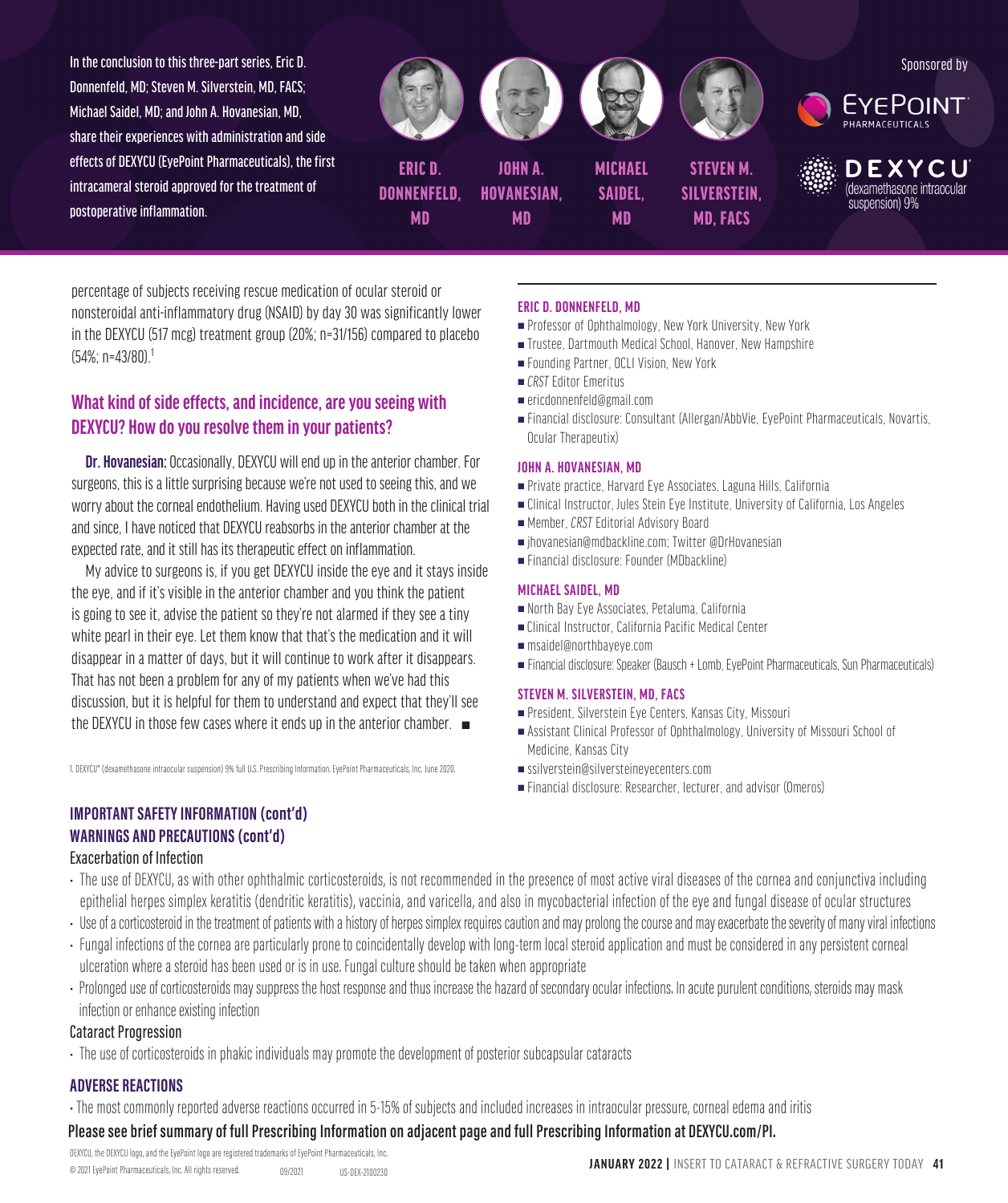In the conclusion to this three-part series, Eric D. Donnenfeld, MD; Steven M. Silverstein, MD, FACS; Michael Saidel, MD; and John A. Hovanesian, MD, share their experiences with administration and side effects of DEXYCU (EyePoint Pharmaceuticals), the first intracameral steroid approved for the treatment of postoperative inflammation.

**ERIC D. DONNENFELD, MD** | **JOHN A. HOVANESIAN, MD** | **MICHAEL SAIDEL, MD** | **STEVEN M. SILVERSTEIN, MD, FACS**

Sponsored by EYEPOINT PHARMACEUTICALS

DEXYCU (dexamethasone intraocular suspension) 9%

percentage of subjects receiving rescue medication of ocular steroid or nonsteroidal anti-inflammatory drug (NSAID) by day 30 was significantly lower in the DEXYCU (517 mcg) treatment group (20%; n=31/156) compared to placebo (54%; n=43/80).[1]

## What kind of side effects, and incidence, are you seeing with DEXYCU? How do you resolve them in your patients?

**Dr. Hovanesian:** Occasionally, DEXYCU will end up in the anterior chamber. For surgeons, this is a little surprising because we're not used to seeing this, and we worry about the corneal endothelium. Having used DEXYCU both in the clinical trial and since, I have noticed that DEXYCU reabsorbs in the anterior chamber at the expected rate, and it still has its therapeutic effect on inflammation.

My advice to surgeons is, if you get DEXYCU inside the eye and it stays inside the eye, and if it's visible in the anterior chamber and you think the patient is going to see it, advise the patient so they're not alarmed if they see a tiny white pearl in their eye. Let them know that that's the medication and it will disappear in a matter of days, but it will continue to work after it disappears. That has not been a problem for any of my patients when we've had this discussion, but it is helpful for them to understand and expect that they'll see the DEXYCU in those few cases where it ends up in the anterior chamber. ■

1. DEXYCU® (dexamethasone intraocular suspension) 9% full U.S. Prescribing Information. EyePoint Pharmaceuticals, Inc. June 2020.

**ERIC D. DONNENFELD, MD**
- Professor of Ophthalmology, New York University, New York
- Trustee, Dartmouth Medical School, Hanover, New Hampshire
- Founding Partner, OCLI Vision, New York
- *CRST* Editor Emeritus
- ericdonnenfeld@gmail.com
- Financial disclosure: Consultant (Allergan/AbbVie, EyePoint Pharmaceuticals, Novartis, Ocular Therapeutix)

**JOHN A. HOVANESIAN, MD**
- Private practice, Harvard Eye Associates, Laguna Hills, California
- Clinical Instructor, Jules Stein Eye Institute, University of California, Los Angeles
- Member, *CRST* Editorial Advisory Board
- jhovanesian@mdbackline.com; Twitter @DrHovanesian
- Financial disclosure: Founder (MDbackline)

**MICHAEL SAIDEL, MD**
- North Bay Eye Associates, Petaluma, California
- Clinical Instructor, California Pacific Medical Center
- msaidel@northbayeye.com
- Financial disclosure: Speaker (Bausch + Lomb, EyePoint Pharmaceuticals, Sun Pharmaceuticals)

**STEVEN M. SILVERSTEIN, MD, FACS**
- President, Silverstein Eye Centers, Kansas City, Missouri
- Assistant Clinical Professor of Ophthalmology, University of Missouri School of Medicine, Kansas City
- ssilverstein@silversteineyecenters.com
- Financial disclosure: Researcher, lecturer, and advisor (Omeros)

### IMPORTANT SAFETY INFORMATION (cont'd)
### WARNINGS AND PRECAUTIONS (cont'd)

Exacerbation of Infection

- The use of DEXYCU, as with other ophthalmic corticosteroids, is not recommended in the presence of most active viral diseases of the cornea and conjunctiva including epithelial herpes simplex keratitis (dendritic keratitis), vaccinia, and varicella, and also in mycobacterial infection of the eye and fungal disease of ocular structures
- Use of a corticosteroid in the treatment of patients with a history of herpes simplex requires caution and may prolong the course and may exacerbate the severity of many viral infections
- Fungal infections of the cornea are particularly prone to coincidentally develop with long-term local steroid application and must be considered in any persistent corneal ulceration where a steroid has been used or is in use. Fungal culture should be taken when appropriate
- Prolonged use of corticosteroids may suppress the host response and thus increase the hazard of secondary ocular infections. In acute purulent conditions, steroids may mask infection or enhance existing infection

Cataract Progression

- The use of corticosteroids in phakic individuals may promote the development of posterior subcapsular cataracts

### ADVERSE REACTIONS

- The most commonly reported adverse reactions occurred in 5-15% of subjects and included increases in intraocular pressure, corneal edema and iritis

**Please see brief summary of full Prescribing Information on adjacent page and full Prescribing Information at DEXYCU.com/PI.**

DEXYCU, the DEXYCU logo, and the EyePoint logo are registered trademarks of EyePoint Pharmaceuticals, Inc.
© 2021 EyePoint Pharmaceuticals, Inc. All rights reserved. 09/2021 US-DEX-2100230